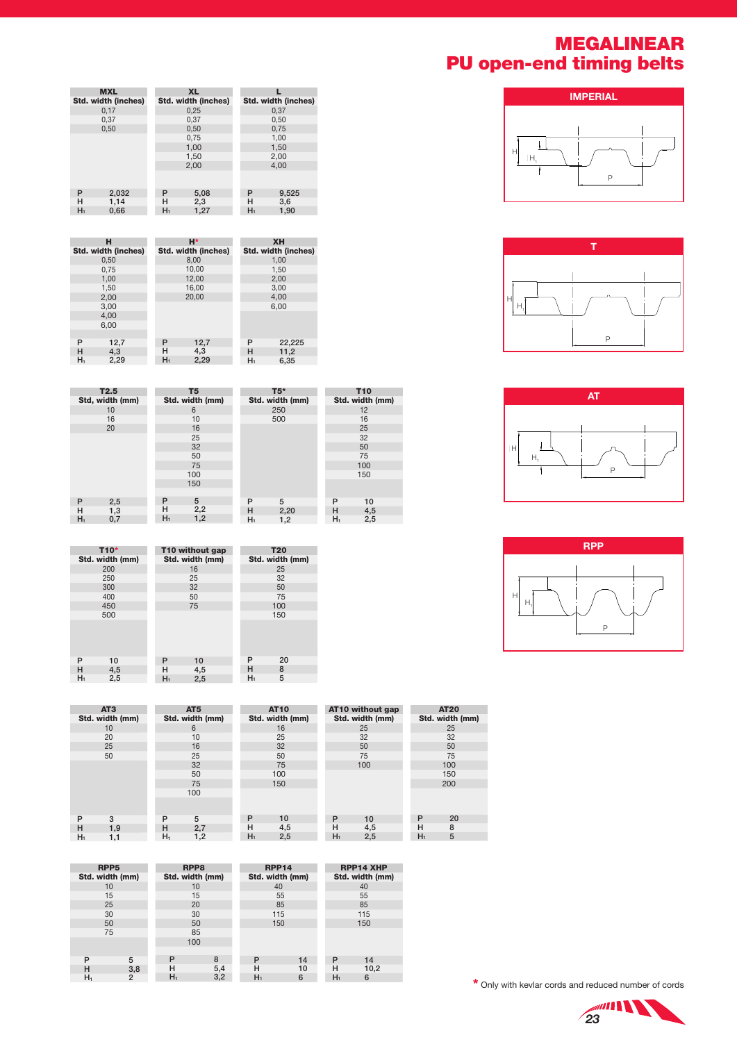# MEGALINEAR
## PU open-end timing belts

| MXL | XL | L |
|---|---|---|
| Std. width (inches) | Std. width (inches) | Std. width (inches) |
| 0,17 | 0,25 | 0,37 |
| 0,37 | 0,37 | 0,50 |
| 0,50 | 0,50 | 0,75 |
| | 0,75 | 1,00 |
| | 1,00 | 1,50 |
| | 1,50 | 2,00 |
| | 2,00 | 4,00 |
| P 2,032 | P 5,08 | P 9,525 |
| H 1,14 | H 2,3 | H 3,6 |
| $H_1$ 0,66 | $H_1$ 1,27 | $H_1$ 1,90 |

| H | H* | XH |
|---|---|---|
| Std. width (inches) | Std. width (inches) | Std. width (inches) |
| 0,50 | 8,00 | 1,00 |
| 0,75 | 10,00 | 1,50 |
| 1,00 | 12,00 | 2,00 |
| 1,50 | 16,00 | 3,00 |
| 2,00 | 20,00 | 4,00 |
| 3,00 | | 6,00 |
| 4,00 | | |
| 6,00 | | |
| P 12,7 | P 12,7 | P 22,225 |
| H 4,3 | H 4,3 | H 11,2 |
| $H_1$ 2,29 | $H_1$ 2,29 | $H_1$ 6,35 |

| T2.5 | T5 | T5* | T10 |
|---|---|---|---|
| Std, width (mm) | Std. width (mm) | Std. width (mm) | Std. width (mm) |
| 10 | 6 | 250 | 12 |
| 16 | 10 | 500 | 16 |
| 20 | 16 | | 25 |
| | 25 | | 32 |
| | 32 | | 50 |
| | 50 | | 75 |
| | 75 | | 100 |
| | 100 | | 150 |
| | 150 | | |
| P 2,5 | P 5 | P 5 | P 10 |
| H 1,3 | H 2,2 | H 2,20 | H 4,5 |
| $H_1$ 0,7 | $H_1$ 1,2 | $H_1$ 1,2 | $H_1$ 2,5 |

| T10* | T10 without gap | T20 |
|---|---|---|
| Std. width (mm) | Std. width (mm) | Std. width (mm) |
| 200 | 16 | 25 |
| 250 | 25 | 32 |
| 300 | 32 | 50 |
| 400 | 50 | 75 |
| 450 | 75 | 100 |
| 500 | | 150 |
| P 10 | P 10 | P 20 |
| H 4,5 | H 4,5 | H 8 |
| $H_1$ 2,5 | $H_1$ 2,5 | $H_1$ 5 |

| AT3 | AT5 | AT10 | AT10 without gap | AT20 |
|---|---|---|---|---|
| Std. width (mm) | Std. width (mm) | Std. width (mm) | Std. width (mm) | Std. width (mm) |
| 10 | 6 | 16 | 25 | 25 |
| 20 | 10 | 25 | 32 | 32 |
| 25 | 16 | 32 | 50 | 50 |
| 50 | 25 | 50 | 75 | 75 |
| | 32 | 75 | 100 | 100 |
| | 50 | 100 | | 150 |
| | 75 | 150 | | 200 |
| | 100 | | | |
| P 3 | P 5 | P 10 | P 10 | P 20 |
| H 1,9 | H 2,7 | H 4,5 | H 4,5 | H 8 |
| $H_1$ 1,1 | $H_1$ 1,2 | $H_1$ 2,5 | $H_1$ 2,5 | $H_1$ 5 |

| RPP5 | RPP8 | RPP14 | RPP14 XHP |
|---|---|---|---|
| Std. width (mm) | Std. width (mm) | Std. width (mm) | Std. width (mm) |
| 10 | 10 | 40 | 40 |
| 15 | 15 | 55 | 55 |
| 25 | 20 | 85 | 85 |
| 30 | 30 | 115 | 115 |
| 50 | 50 | 150 | 150 |
| 75 | 85 | | |
| | 100 | | |
| P 5 | P 8 | P 14 | P 14 |
| H 3,8 | H 5,4 | H 10 | H 10,2 |
| $H_1$ 2 | $H_1$ 3,2 | $H_1$ 6 | $H_1$ 6 |

**IMPERIAL**

H, $H_1$, P

**T**

H, $H_1$, P

**AT**

H, $H_1$, P

**RPP**

H, $H_1$, P

\* Only with kevlar cords and reduced number of cords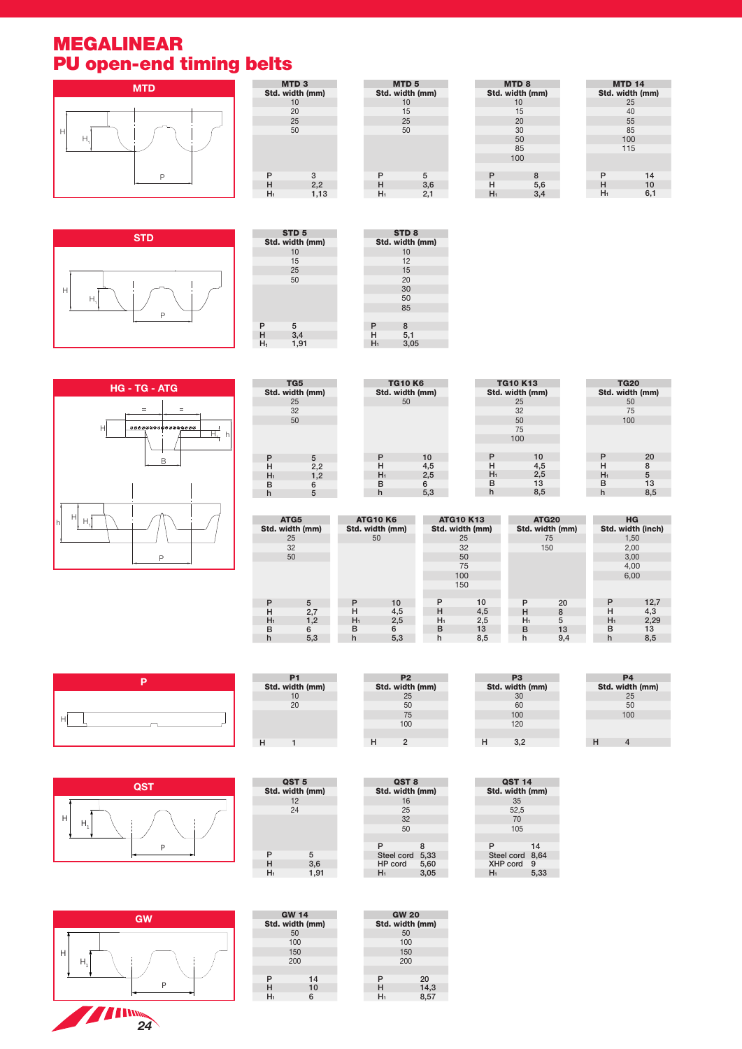# MEGALINEAR
## PU open-end timing belts

### MTD

H
$H_1$
P

| MTD 3 | |
|---|---|
| Std. width (mm) | |
| 10 | |
| 20 | |
| 25 | |
| 50 | |
| P | 3 |
| H | 2,2 |
| $H_1$ | 1,13 |

| MTD 5 | |
|---|---|
| Std. width (mm) | |
| 10 | |
| 15 | |
| 25 | |
| 50 | |
| P | 5 |
| H | 3,6 |
| $H_1$ | 2,1 |

| MTD 8 | |
|---|---|
| Std. width (mm) | |
| 10 | |
| 15 | |
| 20 | |
| 30 | |
| 50 | |
| 85 | |
| 100 | |
| P | 8 |
| H | 5,6 |
| $H_1$ | 3,4 |

| MTD 14 | |
|---|---|
| Std. width (mm) | |
| 25 | |
| 40 | |
| 55 | |
| 85 | |
| 100 | |
| 115 | |
| P | 14 |
| H | 10 |
| $H_1$ | 6,1 |

### STD

H
$H_1$
P

| STD 5 | |
|---|---|
| Std. width (mm) | |
| 10 | |
| 15 | |
| 25 | |
| 50 | |
| P | 5 |
| H | 3,4 |
| $H_1$ | 1,91 |

| STD 8 | |
|---|---|
| Std. width (mm) | |
| 10 | |
| 12 | |
| 15 | |
| 20 | |
| 30 | |
| 50 | |
| 85 | |
| P | 8 |
| H | 5,1 |
| $H_1$ | 3,05 |

### HG - TG - ATG

H
$H_1$
h
B
P

| TG5 | |
|---|---|
| Std. width (mm) | |
| 25 | |
| 32 | |
| 50 | |
| P | 5 |
| H | 2,2 |
| $H_1$ | 1,2 |
| B | 6 |
| h | 5 |

| TG10 K6 | |
|---|---|
| Std. width (mm) | |
| 50 | |
| P | 10 |
| H | 4,5 |
| $H_1$ | 2,5 |
| B | 6 |
| h | 5,3 |

| TG10 K13 | |
|---|---|
| Std. width (mm) | |
| 25 | |
| 32 | |
| 50 | |
| 75 | |
| 100 | |
| P | 10 |
| H | 4,5 |
| $H_1$ | 2,5 |
| B | 13 |
| h | 8,5 |

| TG20 | |
|---|---|
| Std. width (mm) | |
| 50 | |
| 75 | |
| 100 | |
| P | 20 |
| H | 8 |
| $H_1$ | 5 |
| B | 13 |
| h | 8,5 |

| ATG5 | |
|---|---|
| Std. width (mm) | |
| 25 | |
| 32 | |
| 50 | |
| P | 5 |
| H | 2,7 |
| $H_1$ | 1,2 |
| B | 6 |
| h | 5,3 |

| ATG10 K6 | |
|---|---|
| Std. width (mm) | |
| 50 | |
| P | 10 |
| H | 4,5 |
| $H_1$ | 2,5 |
| B | 6 |
| h | 5,3 |

| ATG10 K13 | |
|---|---|
| Std. width (mm) | |
| 25 | |
| 32 | |
| 50 | |
| 75 | |
| 100 | |
| 150 | |
| P | 10 |
| H | 4,5 |
| $H_1$ | 2,5 |
| B | 13 |
| h | 8,5 |

| ATG20 | |
|---|---|
| Std. width (mm) | |
| 75 | |
| 150 | |
| P | 20 |
| H | 8 |
| $H_1$ | 5 |
| B | 13 |
| h | 9,4 |

| HG | |
|---|---|
| Std. width (inch) | |
| 1,50 | |
| 2,00 | |
| 3,00 | |
| 4,00 | |
| 6,00 | |
| P | 12,7 |
| H | 4,3 |
| $H_1$ | 2,29 |
| B | 13 |
| h | 8,5 |

### P

H

| P1 | |
|---|---|
| Std. width (mm) | |
| 10 | |
| 20 | |
| H | 1 |

| P2 | |
|---|---|
| Std. width (mm) | |
| 25 | |
| 50 | |
| 75 | |
| 100 | |
| H | 2 |

| P3 | |
|---|---|
| Std. width (mm) | |
| 30 | |
| 60 | |
| 100 | |
| 120 | |
| H | 3,2 |

| P4 | |
|---|---|
| Std. width (mm) | |
| 25 | |
| 50 | |
| 100 | |
| H | 4 |

### QST

H
$H_1$
P

| QST 5 | |
|---|---|
| Std. width (mm) | |
| 12 | |
| 24 | |
| P | 5 |
| H | 3,6 |
| $H_1$ | 1,91 |

| QST 8 | |
|---|---|
| Std. width (mm) | |
| 16 | |
| 25 | |
| 32 | |
| 50 | |
| P | 8 |
| Steel cord | 5,33 |
| HP cord | 5,60 |
| $H_1$ | 3,05 |

| QST 14 | |
|---|---|
| Std. width (mm) | |
| 35 | |
| 52,5 | |
| 70 | |
| 105 | |
| P | 14 |
| Steel cord | 8,64 |
| XHP cord | 9 |
| $H_1$ | 5,33 |

### GW

H
$H_1$
P

| GW 14 | |
|---|---|
| Std. width (mm) | |
| 50 | |
| 100 | |
| 150 | |
| 200 | |
| P | 14 |
| H | 10 |
| $H_1$ | 6 |

| GW 20 | |
|---|---|
| Std. width (mm) | |
| 50 | |
| 100 | |
| 150 | |
| 200 | |
| P | 20 |
| H | 14,3 |
| $H_1$ | 8,57 |